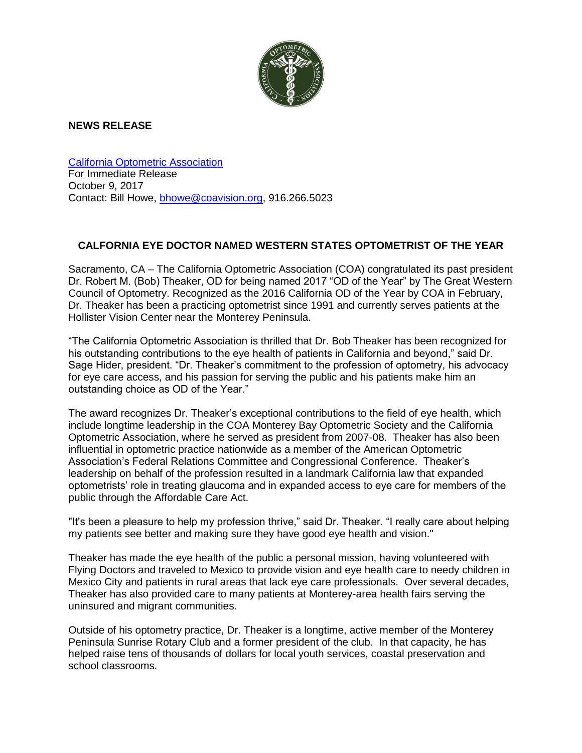**NEWS RELEASE**

[California Optometric Association](http://www.coavision.org)
For Immediate Release
October 9, 2017
Contact: Bill Howe, bhowe@coavision.org, 916.266.5023

## CALFORNIA EYE DOCTOR NAMED WESTERN STATES OPTOMETRIST OF THE YEAR

Sacramento, CA – The California Optometric Association (COA) congratulated its past president Dr. Robert M. (Bob) Theaker, OD for being named 2017 "OD of the Year" by The Great Western Council of Optometry. Recognized as the 2016 California OD of the Year by COA in February, Dr. Theaker has been a practicing optometrist since 1991 and currently serves patients at the Hollister Vision Center near the Monterey Peninsula.

"The California Optometric Association is thrilled that Dr. Bob Theaker has been recognized for his outstanding contributions to the eye health of patients in California and beyond," said Dr. Sage Hider, president. "Dr. Theaker's commitment to the profession of optometry, his advocacy for eye care access, and his passion for serving the public and his patients make him an outstanding choice as OD of the Year."

The award recognizes Dr. Theaker's exceptional contributions to the field of eye health, which include longtime leadership in the COA Monterey Bay Optometric Society and the California Optometric Association, where he served as president from 2007-08. Theaker has also been influential in optometric practice nationwide as a member of the American Optometric Association's Federal Relations Committee and Congressional Conference. Theaker's leadership on behalf of the profession resulted in a landmark California law that expanded optometrists' role in treating glaucoma and in expanded access to eye care for members of the public through the Affordable Care Act.

"It's been a pleasure to help my profession thrive," said Dr. Theaker. "I really care about helping my patients see better and making sure they have good eye health and vision."

Theaker has made the eye health of the public a personal mission, having volunteered with Flying Doctors and traveled to Mexico to provide vision and eye health care to needy children in Mexico City and patients in rural areas that lack eye care professionals. Over several decades, Theaker has also provided care to many patients at Monterey-area health fairs serving the uninsured and migrant communities.

Outside of his optometry practice, Dr. Theaker is a longtime, active member of the Monterey Peninsula Sunrise Rotary Club and a former president of the club. In that capacity, he has helped raise tens of thousands of dollars for local youth services, coastal preservation and school classrooms.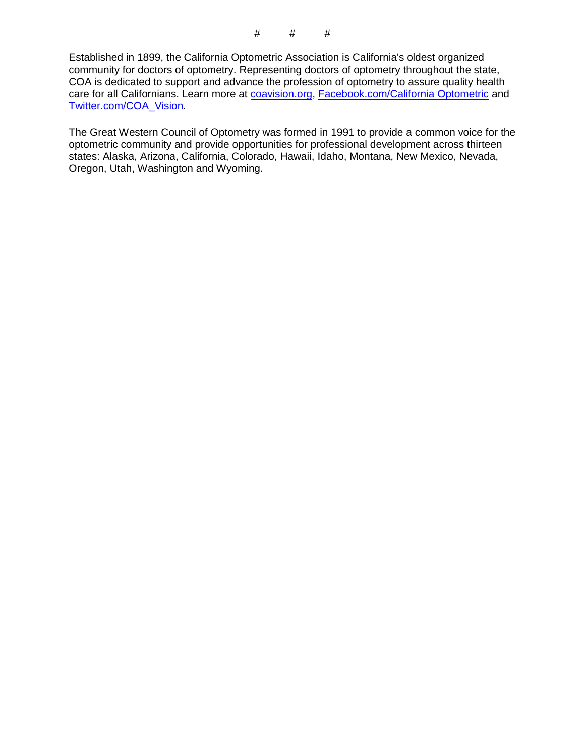#          #          #

Established in 1899, the California Optometric Association is California's oldest organized community for doctors of optometry. Representing doctors of optometry throughout the state, COA is dedicated to support and advance the profession of optometry to assure quality health care for all Californians. Learn more at [coavision.org](coavision.org), [Facebook.com/California Optometric](Facebook.com/California Optometric) and [Twitter.com/COA_Vision](Twitter.com/COA_Vision).

The Great Western Council of Optometry was formed in 1991 to provide a common voice for the optometric community and provide opportunities for professional development across thirteen states: Alaska, Arizona, California, Colorado, Hawaii, Idaho, Montana, New Mexico, Nevada, Oregon, Utah, Washington and Wyoming.